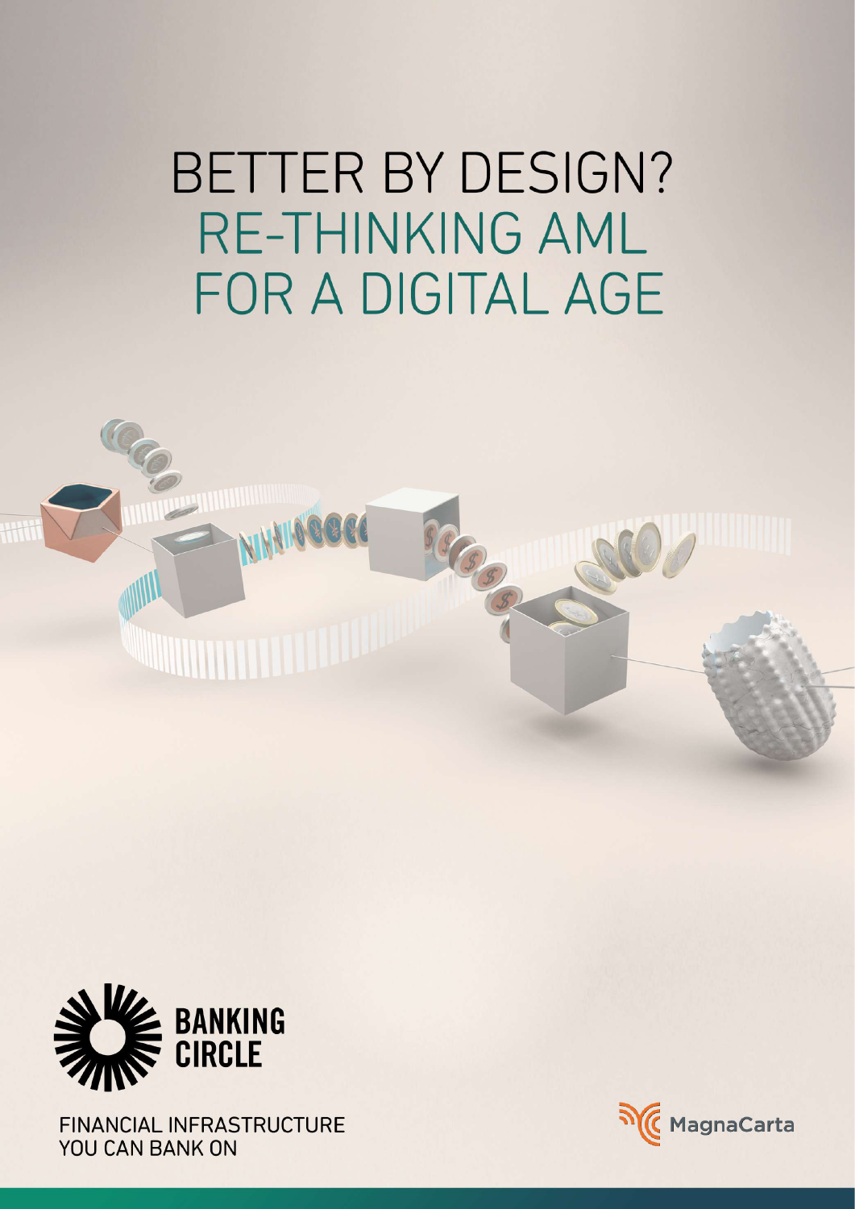# BETTER BY DESIGN?
## RE-THINKING AML FOR A DIGITAL AGE

BANKING CIRCLE

FINANCIAL INFRASTRUCTURE YOU CAN BANK ON

MagnaCarta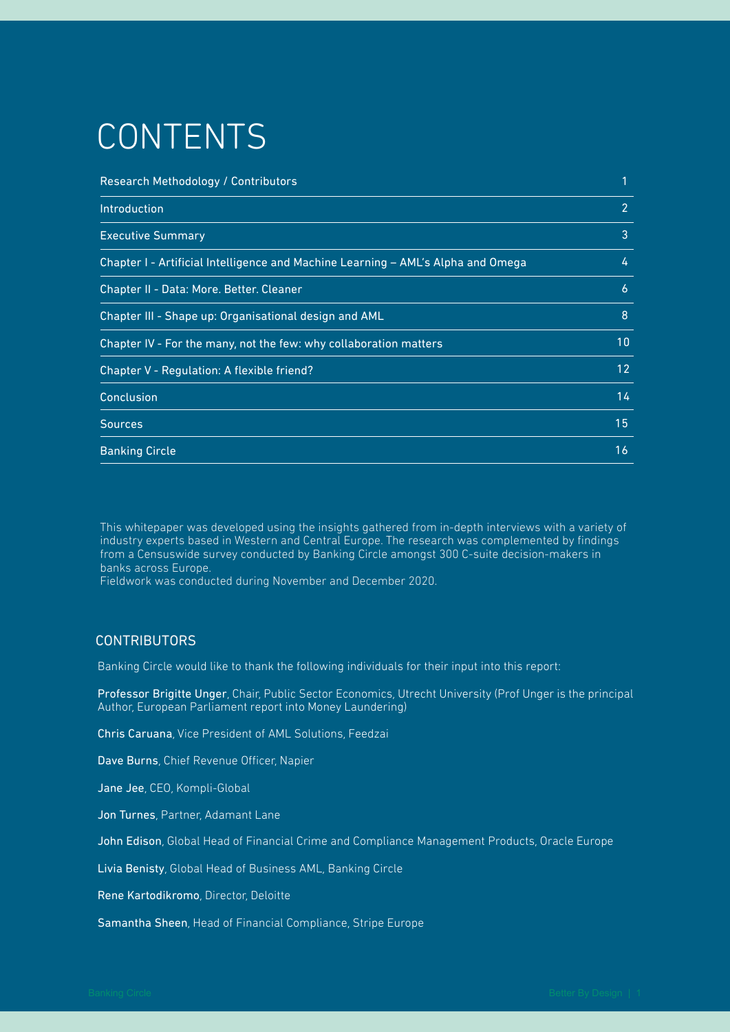# CONTENTS

| | |
|---|---|
| Research Methodology / Contributors | 1 |
| Introduction | 2 |
| Executive Summary | 3 |
| Chapter I - Artificial Intelligence and Machine Learning – AML's Alpha and Omega | 4 |
| Chapter II - Data: More. Better. Cleaner | 6 |
| Chapter III - Shape up: Organisational design and AML | 8 |
| Chapter IV - For the many, not the few: why collaboration matters | 10 |
| Chapter V - Regulation: A flexible friend? | 12 |
| Conclusion | 14 |
| Sources | 15 |
| Banking Circle | 16 |

This whitepaper was developed using the insights gathered from in-depth interviews with a variety of industry experts based in Western and Central Europe. The research was complemented by findings from a Censuswide survey conducted by Banking Circle amongst 300 C-suite decision-makers in banks across Europe.
Fieldwork was conducted during November and December 2020.

## CONTRIBUTORS

Banking Circle would like to thank the following individuals for their input into this report:

**Professor Brigitte Unger**, Chair, Public Sector Economics, Utrecht University (Prof Unger is the principal Author, European Parliament report into Money Laundering)

**Chris Caruana**, Vice President of AML Solutions, Feedzai

**Dave Burns**, Chief Revenue Officer, Napier

**Jane Jee**, CEO, Kompli-Global

**Jon Turnes**, Partner, Adamant Lane

**John Edison**, Global Head of Financial Crime and Compliance Management Products, Oracle Europe

**Livia Benisty**, Global Head of Business AML, Banking Circle

**Rene Kartodikromo**, Director, Deloitte

**Samantha Sheen**, Head of Financial Compliance, Stripe Europe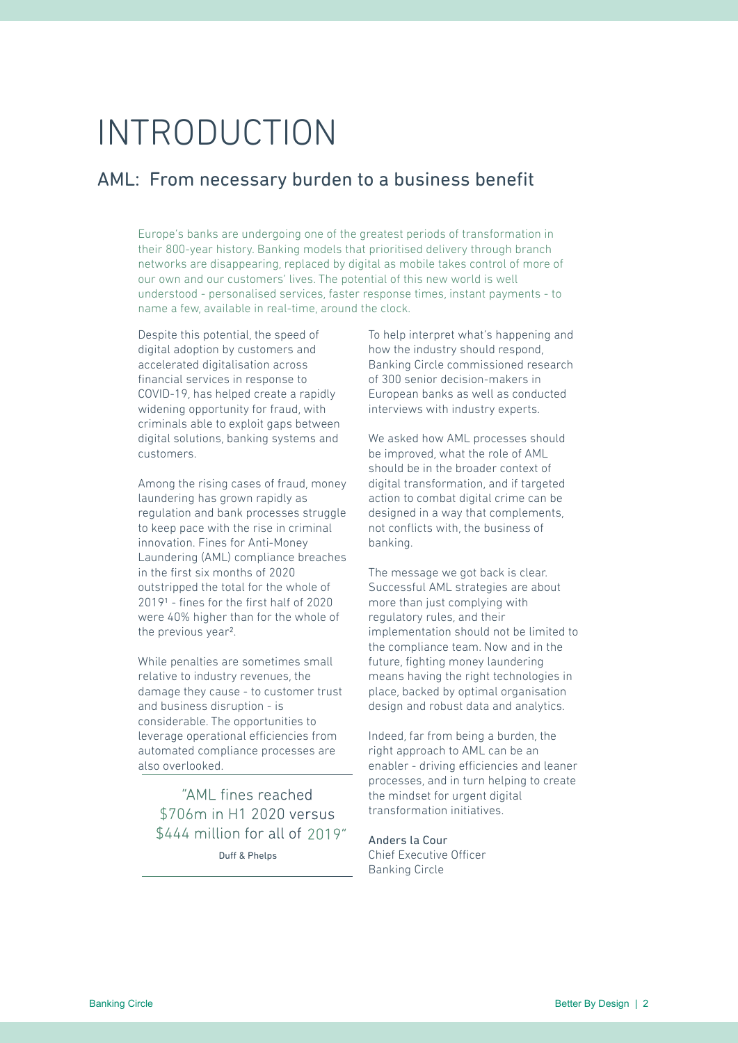# INTRODUCTION

## AML: From necessary burden to a business benefit

Europe's banks are undergoing one of the greatest periods of transformation in their 800-year history. Banking models that prioritised delivery through branch networks are disappearing, replaced by digital as mobile takes control of more of our own and our customers' lives. The potential of this new world is well understood - personalised services, faster response times, instant payments - to name a few, available in real-time, around the clock.

Despite this potential, the speed of digital adoption by customers and accelerated digitalisation across financial services in response to COVID-19, has helped create a rapidly widening opportunity for fraud, with criminals able to exploit gaps between digital solutions, banking systems and customers.

Among the rising cases of fraud, money laundering has grown rapidly as regulation and bank processes struggle to keep pace with the rise in criminal innovation. Fines for Anti-Money Laundering (AML) compliance breaches in the first six months of 2020 outstripped the total for the whole of 2019[1] - fines for the first half of 2020 were 40% higher than for the whole of the previous year[2].

While penalties are sometimes small relative to industry revenues, the damage they cause - to customer trust and business disruption - is considerable. The opportunities to leverage operational efficiencies from automated compliance processes are also overlooked.

> "AML fines reached $706m in H1 2020 versus $444 million for all of 2019"
>
> Duff & Phelps

To help interpret what's happening and how the industry should respond, Banking Circle commissioned research of 300 senior decision-makers in European banks as well as conducted interviews with industry experts.

We asked how AML processes should be improved, what the role of AML should be in the broader context of digital transformation, and if targeted action to combat digital crime can be designed in a way that complements, not conflicts with, the business of banking.

The message we got back is clear. Successful AML strategies are about more than just complying with regulatory rules, and their implementation should not be limited to the compliance team. Now and in the future, fighting money laundering means having the right technologies in place, backed by optimal organisation design and robust data and analytics.

Indeed, far from being a burden, the right approach to AML can be an enabler - driving efficiencies and leaner processes, and in turn helping to create the mindset for urgent digital transformation initiatives.

Anders la Cour
Chief Executive Officer
Banking Circle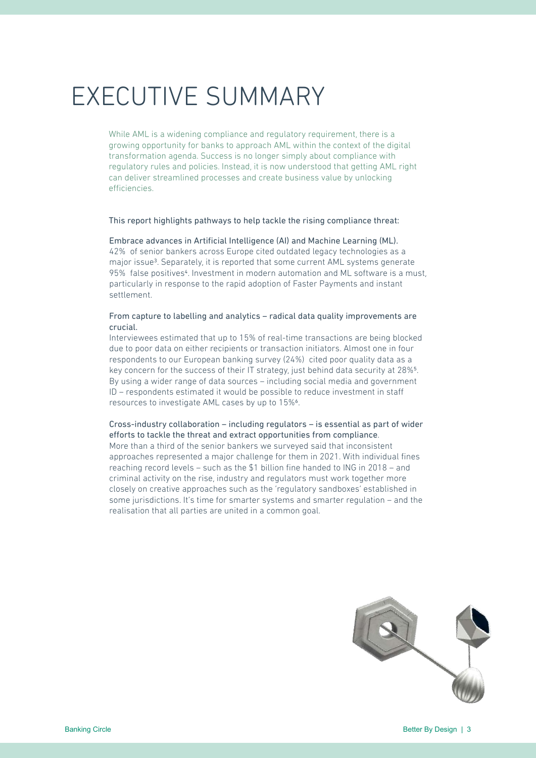# EXECUTIVE SUMMARY

While AML is a widening compliance and regulatory requirement, there is a growing opportunity for banks to approach AML within the context of the digital transformation agenda. Success is no longer simply about compliance with regulatory rules and policies. Instead, it is now understood that getting AML right can deliver streamlined processes and create business value by unlocking efficiencies.

This report highlights pathways to help tackle the rising compliance threat:

**Embrace advances in Artificial Intelligence (AI) and Machine Learning (ML).**
42% of senior bankers across Europe cited outdated legacy technologies as a major issue[3]. Separately, it is reported that some current AML systems generate 95% false positives[4]. Investment in modern automation and ML software is a must, particularly in response to the rapid adoption of Faster Payments and instant settlement.

**From capture to labelling and analytics – radical data quality improvements are crucial.**
Interviewees estimated that up to 15% of real-time transactions are being blocked due to poor data on either recipients or transaction initiators. Almost one in four respondents to our European banking survey (24%) cited poor quality data as a key concern for the success of their IT strategy, just behind data security at 28%[5]. By using a wider range of data sources – including social media and government ID – respondents estimated it would be possible to reduce investment in staff resources to investigate AML cases by up to 15%[6].

**Cross-industry collaboration – including regulators – is essential as part of wider efforts to tackle the threat and extract opportunities from compliance.**
More than a third of the senior bankers we surveyed said that inconsistent approaches represented a major challenge for them in 2021. With individual fines reaching record levels – such as the $1 billion fine handed to ING in 2018 – and criminal activity on the rise, industry and regulators must work together more closely on creative approaches such as the 'regulatory sandboxes' established in some jurisdictions. It's time for smarter systems and smarter regulation – and the realisation that all parties are united in a common goal.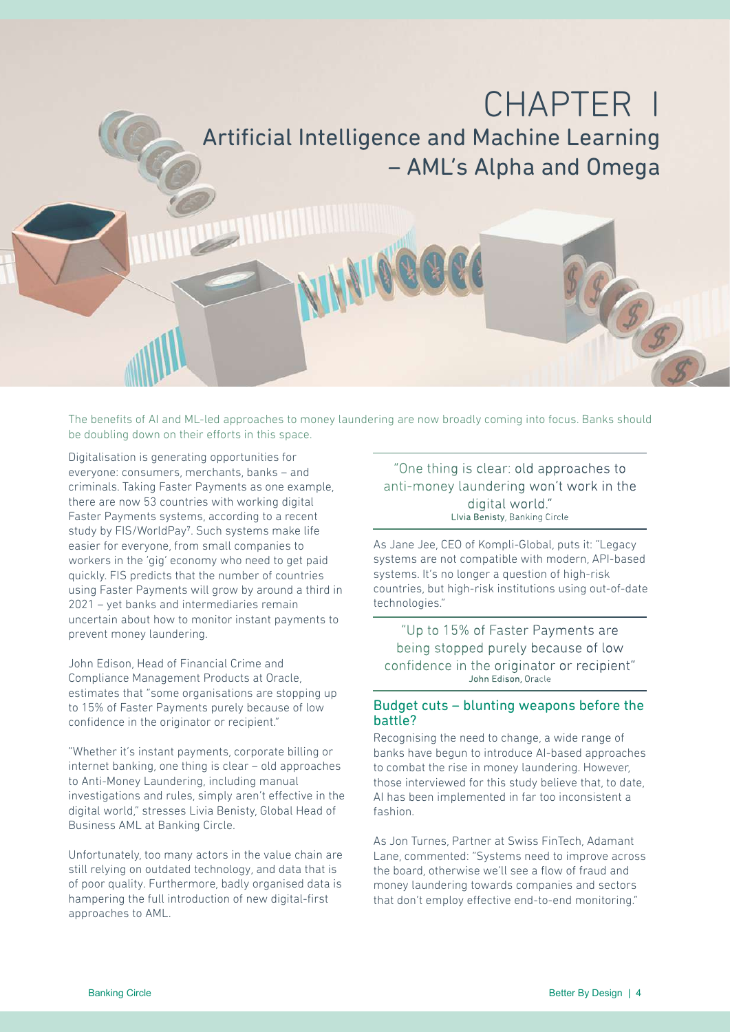# CHAPTER I

## Artificial Intelligence and Machine Learning – AML's Alpha and Omega

The benefits of AI and ML-led approaches to money laundering are now broadly coming into focus. Banks should be doubling down on their efforts in this space.

Digitalisation is generating opportunities for everyone: consumers, merchants, banks – and criminals. Taking Faster Payments as one example, there are now 53 countries with working digital Faster Payments systems, according to a recent study by FIS/WorldPay[7]. Such systems make life easier for everyone, from small companies to workers in the 'gig' economy who need to get paid quickly. FIS predicts that the number of countries using Faster Payments will grow by around a third in 2021 – yet banks and intermediaries remain uncertain about how to monitor instant payments to prevent money laundering.

John Edison, Head of Financial Crime and Compliance Management Products at Oracle, estimates that "some organisations are stopping up to 15% of Faster Payments purely because of low confidence in the originator or recipient."

"Whether it's instant payments, corporate billing or internet banking, one thing is clear – old approaches to Anti-Money Laundering, including manual investigations and rules, simply aren't effective in the digital world," stresses Livia Benisty, Global Head of Business AML at Banking Circle.

Unfortunately, too many actors in the value chain are still relying on outdated technology, and data that is of poor quality. Furthermore, badly organised data is hampering the full introduction of new digital-first approaches to AML.

> "One thing is clear: old approaches to anti-money laundering won't work in the digital world."
> **Llvia Benisty**, Banking Circle

As Jane Jee, CEO of Kompli-Global, puts it: "Legacy systems are not compatible with modern, API-based systems. It's no longer a question of high-risk countries, but high-risk institutions using out-of-date technologies."

> "Up to 15% of Faster Payments are being stopped purely because of low confidence in the originator or recipient"
> **John Edison**, Oracle

### Budget cuts – blunting weapons before the battle?

Recognising the need to change, a wide range of banks have begun to introduce AI-based approaches to combat the rise in money laundering. However, those interviewed for this study believe that, to date, AI has been implemented in far too inconsistent a fashion.

As Jon Turnes, Partner at Swiss FinTech, Adamant Lane, commented: "Systems need to improve across the board, otherwise we'll see a flow of fraud and money laundering towards companies and sectors that don't employ effective end-to-end monitoring."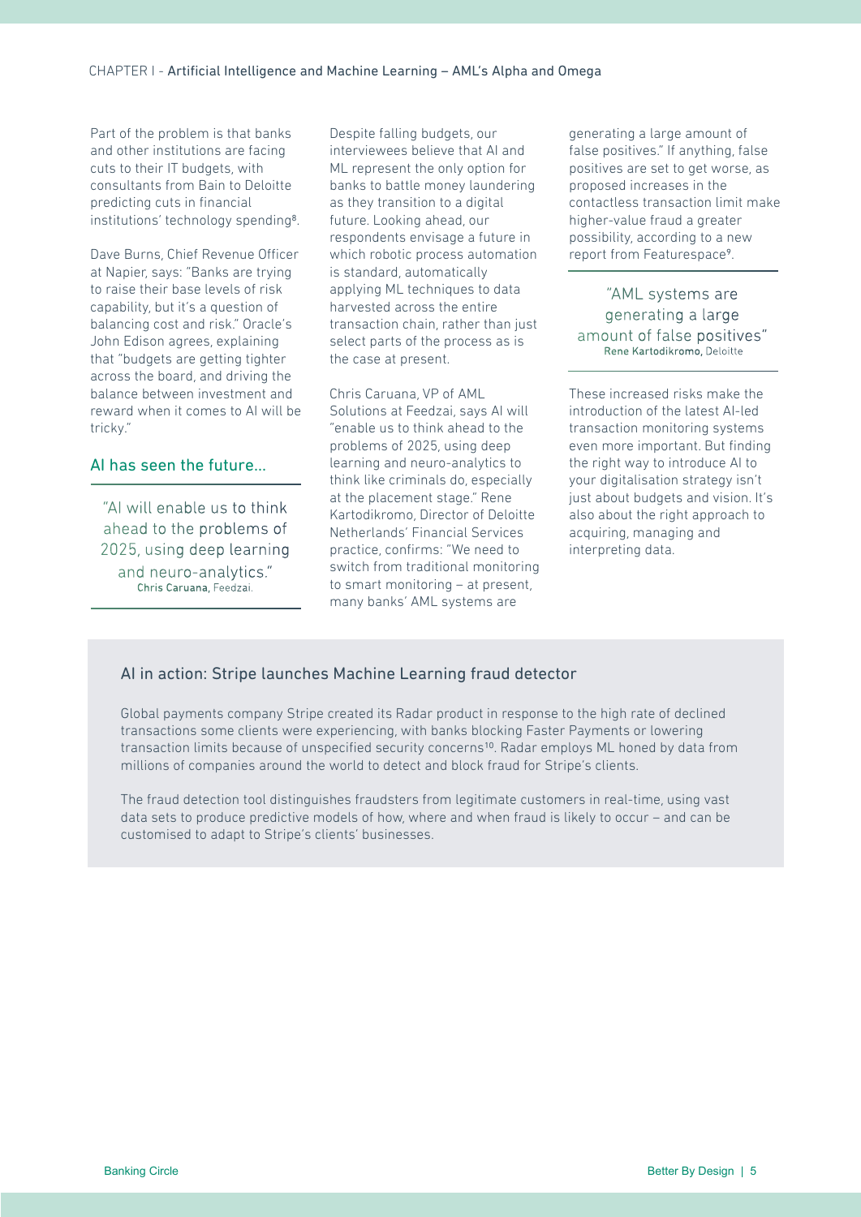Part of the problem is that banks and other institutions are facing cuts to their IT budgets, with consultants from Bain to Deloitte predicting cuts in financial institutions' technology spending[8].

Dave Burns, Chief Revenue Officer at Napier, says: "Banks are trying to raise their base levels of risk capability, but it's a question of balancing cost and risk." Oracle's John Edison agrees, explaining that "budgets are getting tighter across the board, and driving the balance between investment and reward when it comes to AI will be tricky."

## AI has seen the future...

> "AI will enable us to think ahead to the problems of 2025, using deep learning and neuro-analytics."
> **Chris Caruana**, Feedzai.

Despite falling budgets, our interviewees believe that AI and ML represent the only option for banks to battle money laundering as they transition to a digital future. Looking ahead, our respondents envisage a future in which robotic process automation is standard, automatically applying ML techniques to data harvested across the entire transaction chain, rather than just select parts of the process as is the case at present.

Chris Caruana, VP of AML Solutions at Feedzai, says AI will "enable us to think ahead to the problems of 2025, using deep learning and neuro-analytics to think like criminals do, especially at the placement stage." Rene Kartodikromo, Director of Deloitte Netherlands' Financial Services practice, confirms: "We need to switch from traditional monitoring to smart monitoring – at present, many banks' AML systems are generating a large amount of false positives." If anything, false positives are set to get worse, as proposed increases in the contactless transaction limit make higher-value fraud a greater possibility, according to a new report from Featurespace[9].

> "AML systems are generating a large amount of false positives"
> **Rene Kartodikromo,** Deloitte

These increased risks make the introduction of the latest AI-led transaction monitoring systems even more important. But finding the right way to introduce AI to your digitalisation strategy isn't just about budgets and vision. It's also about the right approach to acquiring, managing and interpreting data.

### AI in action: Stripe launches Machine Learning fraud detector

Global payments company Stripe created its Radar product in response to the high rate of declined transactions some clients were experiencing, with banks blocking Faster Payments or lowering transaction limits because of unspecified security concerns[10]. Radar employs ML honed by data from millions of companies around the world to detect and block fraud for Stripe's clients.

The fraud detection tool distinguishes fraudsters from legitimate customers in real-time, using vast data sets to produce predictive models of how, where and when fraud is likely to occur – and can be customised to adapt to Stripe's clients' businesses.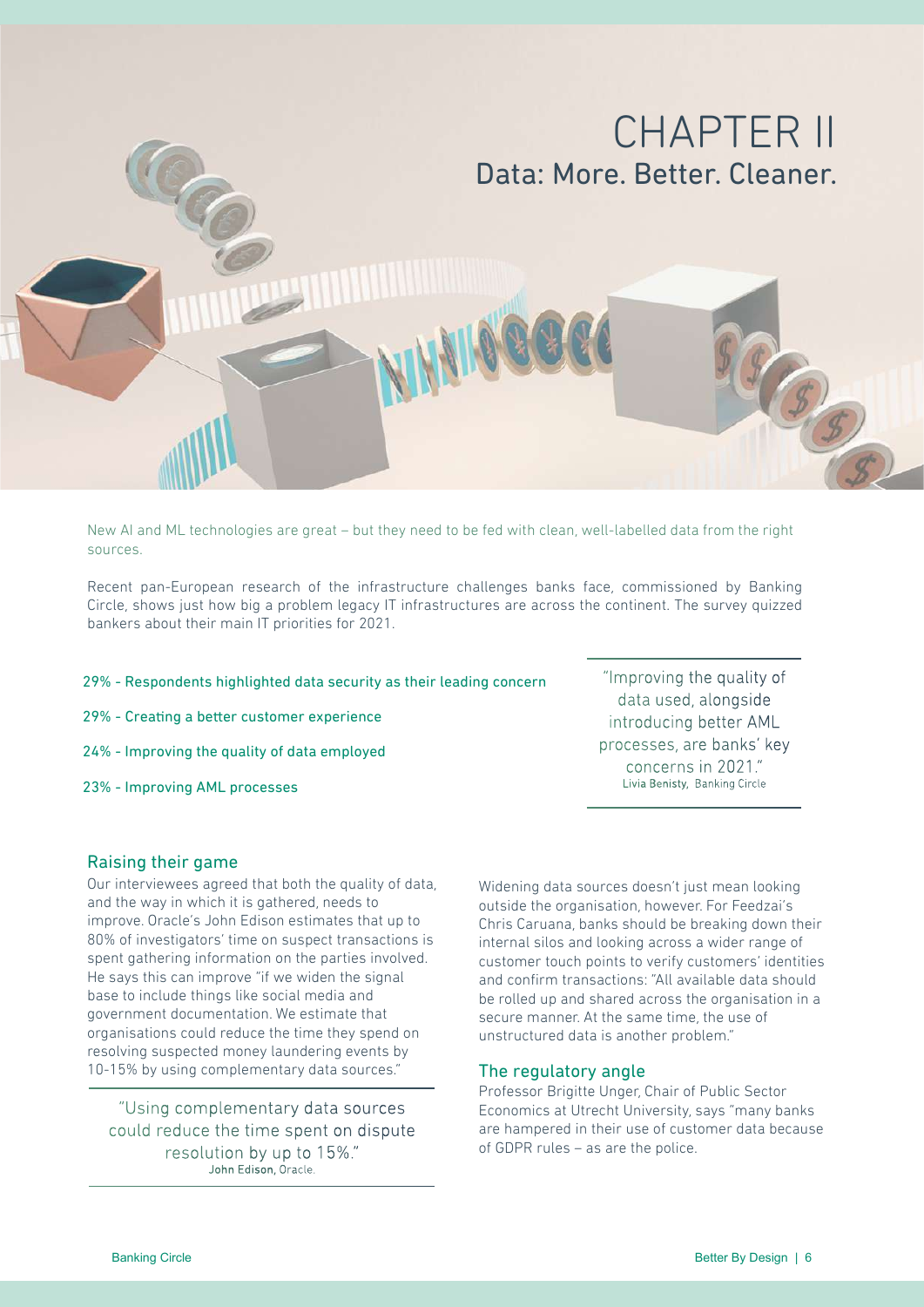# CHAPTER II

## Data: More. Better. Cleaner.

New AI and ML technologies are great – but they need to be fed with clean, well-labelled data from the right sources.

Recent pan-European research of the infrastructure challenges banks face, commissioned by Banking Circle, shows just how big a problem legacy IT infrastructures are across the continent. The survey quizzed bankers about their main IT priorities for 2021.

- 29% - Respondents highlighted data security as their leading concern
- 29% - Creating a better customer experience
- 24% - Improving the quality of data employed
- 23% - Improving AML processes

> "Improving the quality of data used, alongside introducing better AML processes, are banks' key concerns in 2021."
> Livia Benisty, Banking Circle

### Raising their game

Our interviewees agreed that both the quality of data, and the way in which it is gathered, needs to improve. Oracle's John Edison estimates that up to 80% of investigators' time on suspect transactions is spent gathering information on the parties involved. He says this can improve "if we widen the signal base to include things like social media and government documentation. We estimate that organisations could reduce the time they spend on resolving suspected money laundering events by 10-15% by using complementary data sources."

> "Using complementary data sources could reduce the time spent on dispute resolution by up to 15%."
> John Edison, Oracle.

Widening data sources doesn't just mean looking outside the organisation, however. For Feedzai's Chris Caruana, banks should be breaking down their internal silos and looking across a wider range of customer touch points to verify customers' identities and confirm transactions: "All available data should be rolled up and shared across the organisation in a secure manner. At the same time, the use of unstructured data is another problem."

### The regulatory angle

Professor Brigitte Unger, Chair of Public Sector Economics at Utrecht University, says "many banks are hampered in their use of customer data because of GDPR rules – as are the police.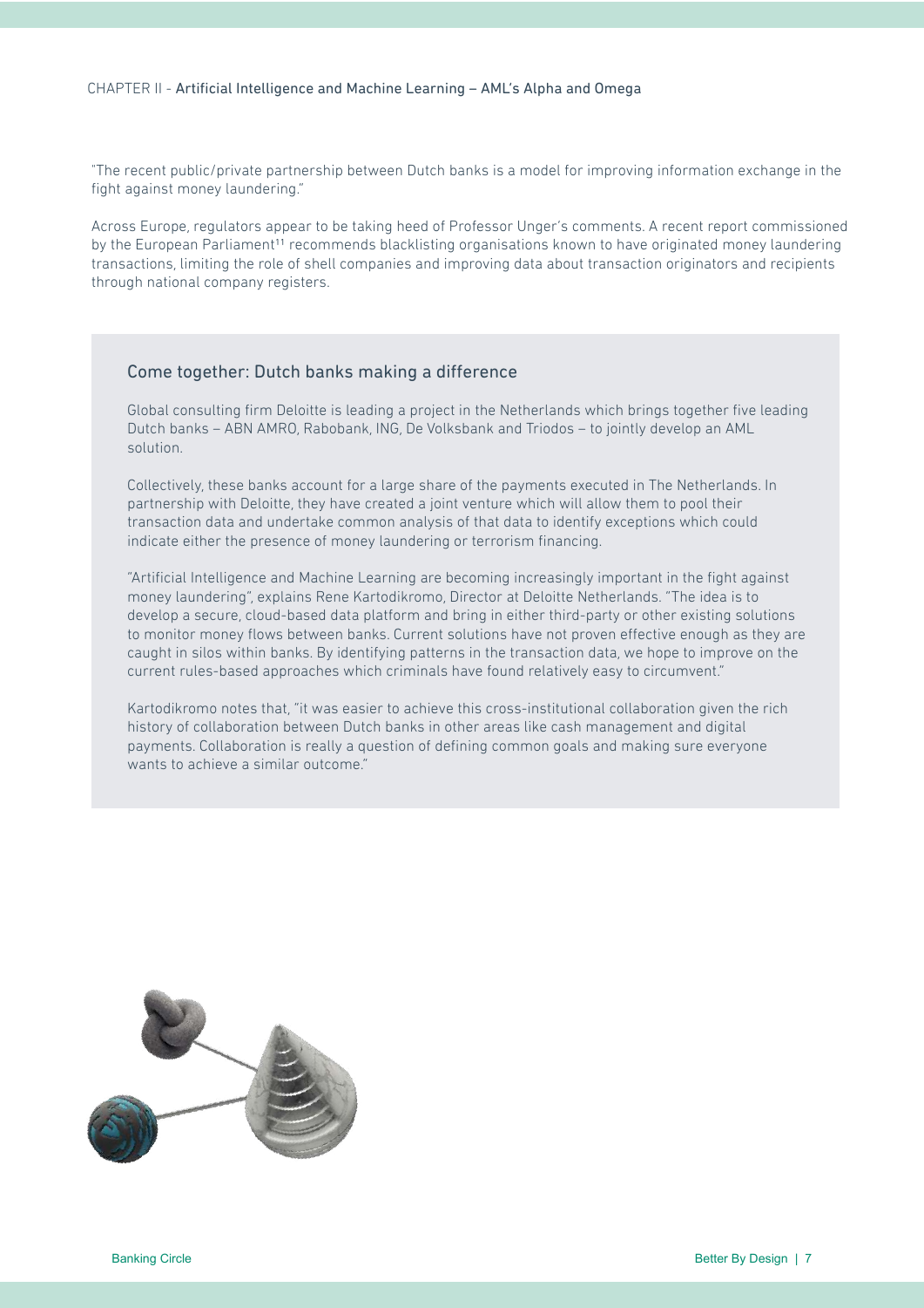"The recent public/private partnership between Dutch banks is a model for improving information exchange in the fight against money laundering."

Across Europe, regulators appear to be taking heed of Professor Unger's comments. A recent report commissioned by the European Parliament[11] recommends blacklisting organisations known to have originated money laundering transactions, limiting the role of shell companies and improving data about transaction originators and recipients through national company registers.

### Come together: Dutch banks making a difference

Global consulting firm Deloitte is leading a project in the Netherlands which brings together five leading Dutch banks – ABN AMRO, Rabobank, ING, De Volksbank and Triodos – to jointly develop an AML solution.

Collectively, these banks account for a large share of the payments executed in The Netherlands. In partnership with Deloitte, they have created a joint venture which will allow them to pool their transaction data and undertake common analysis of that data to identify exceptions which could indicate either the presence of money laundering or terrorism financing.

"Artificial Intelligence and Machine Learning are becoming increasingly important in the fight against money laundering", explains Rene Kartodikromo, Director at Deloitte Netherlands. "The idea is to develop a secure, cloud-based data platform and bring in either third-party or other existing solutions to monitor money flows between banks. Current solutions have not proven effective enough as they are caught in silos within banks. By identifying patterns in the transaction data, we hope to improve on the current rules-based approaches which criminals have found relatively easy to circumvent."

Kartodikromo notes that, "it was easier to achieve this cross-institutional collaboration given the rich history of collaboration between Dutch banks in other areas like cash management and digital payments. Collaboration is really a question of defining common goals and making sure everyone wants to achieve a similar outcome."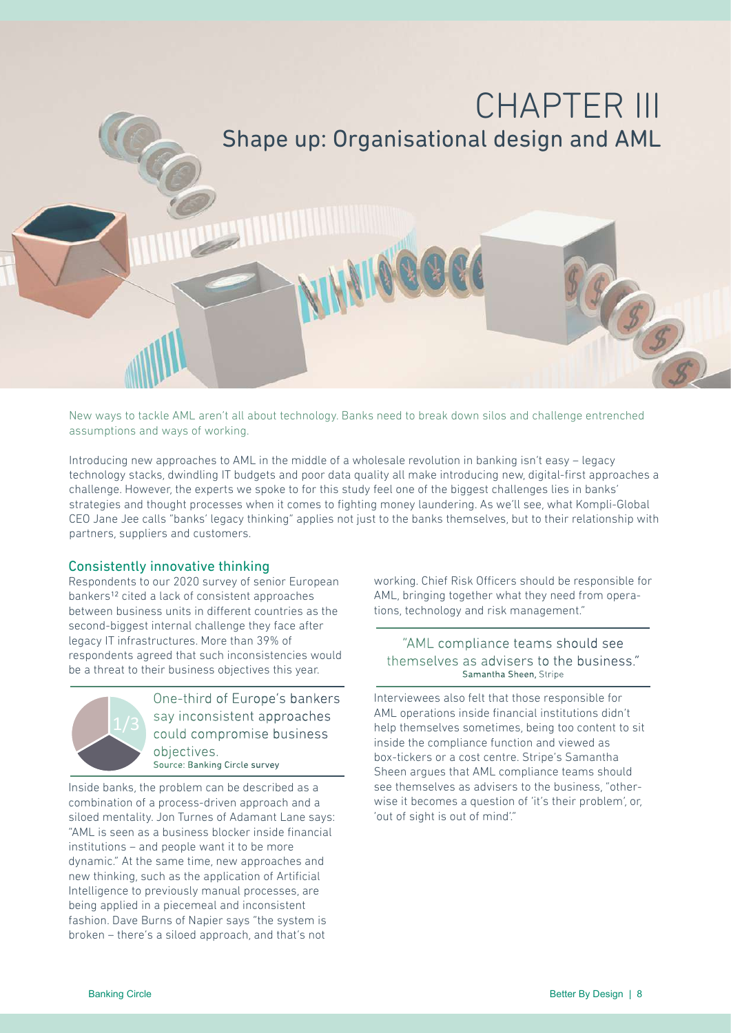# CHAPTER III

## Shape up: Organisational design and AML

New ways to tackle AML aren't all about technology. Banks need to break down silos and challenge entrenched assumptions and ways of working.

Introducing new approaches to AML in the middle of a wholesale revolution in banking isn't easy – legacy technology stacks, dwindling IT budgets and poor data quality all make introducing new, digital-first approaches a challenge. However, the experts we spoke to for this study feel one of the biggest challenges lies in banks' strategies and thought processes when it comes to fighting money laundering. As we'll see, what Kompli-Global CEO Jane Jee calls "banks' legacy thinking" applies not just to the banks themselves, but to their relationship with partners, suppliers and customers.

### Consistently innovative thinking

Respondents to our 2020 survey of senior European bankers[12] cited a lack of consistent approaches between business units in different countries as the second-biggest internal challenge they face after legacy IT infrastructures. More than 39% of respondents agreed that such inconsistencies would be a threat to their business objectives this year.

1/3

One-third of Europe's bankers say inconsistent approaches could compromise business objectives.
Source: Banking Circle survey

Inside banks, the problem can be described as a combination of a process-driven approach and a siloed mentality. Jon Turnes of Adamant Lane says: "AML is seen as a business blocker inside financial institutions – and people want it to be more dynamic." At the same time, new approaches and new thinking, such as the application of Artificial Intelligence to previously manual processes, are being applied in a piecemeal and inconsistent fashion. Dave Burns of Napier says "the system is broken – there's a siloed approach, and that's not working. Chief Risk Officers should be responsible for AML, bringing together what they need from operations, technology and risk management."

> "AML compliance teams should see themselves as advisers to the business."
> Samantha Sheen, Stripe

Interviewees also felt that those responsible for AML operations inside financial institutions didn't help themselves sometimes, being too content to sit inside the compliance function and viewed as box-tickers or a cost centre. Stripe's Samantha Sheen argues that AML compliance teams should see themselves as advisers to the business, "otherwise it becomes a question of 'it's their problem', or, 'out of sight is out of mind'."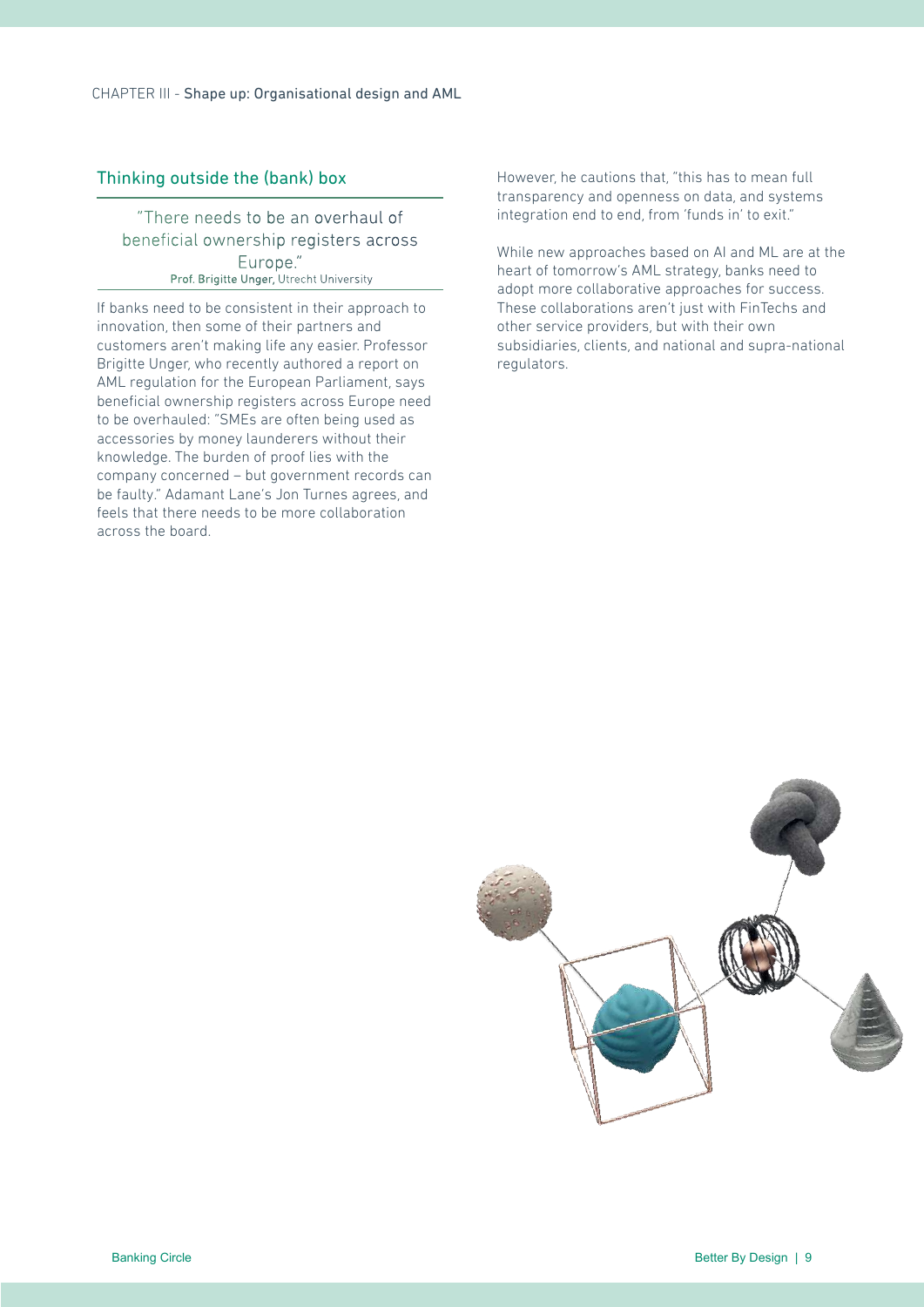## Thinking outside the (bank) box

> "There needs to be an overhaul of beneficial ownership registers across Europe."
> **Prof. Brigitte Unger,** Utrecht University

If banks need to be consistent in their approach to innovation, then some of their partners and customers aren't making life any easier. Professor Brigitte Unger, who recently authored a report on AML regulation for the European Parliament, says beneficial ownership registers across Europe need to be overhauled: "SMEs are often being used as accessories by money launderers without their knowledge. The burden of proof lies with the company concerned – but government records can be faulty." Adamant Lane's Jon Turnes agrees, and feels that there needs to be more collaboration across the board.

However, he cautions that, "this has to mean full transparency and openness on data, and systems integration end to end, from 'funds in' to exit."

While new approaches based on AI and ML are at the heart of tomorrow's AML strategy, banks need to adopt more collaborative approaches for success. These collaborations aren't just with FinTechs and other service providers, but with their own subsidiaries, clients, and national and supra-national regulators.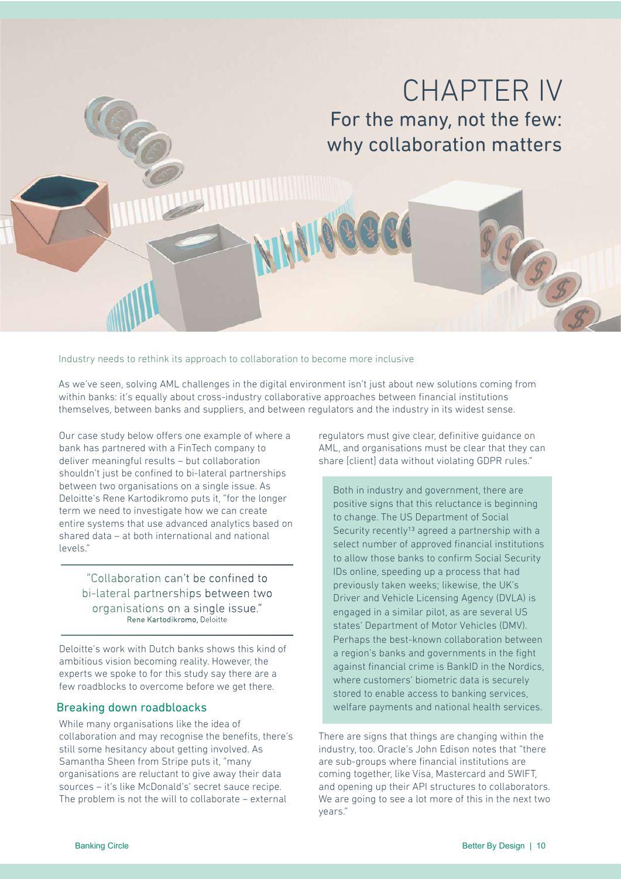# CHAPTER IV

## For the many, not the few: why collaboration matters

Industry needs to rethink its approach to collaboration to become more inclusive

As we've seen, solving AML challenges in the digital environment isn't just about new solutions coming from within banks: it's equally about cross-industry collaborative approaches between financial institutions themselves, between banks and suppliers, and between regulators and the industry in its widest sense.

Our case study below offers one example of where a bank has partnered with a FinTech company to deliver meaningful results – but collaboration shouldn't just be confined to bi-lateral partnerships between two organisations on a single issue. As Deloitte's Rene Kartodikromo puts it, "for the longer term we need to investigate how we can create entire systems that use advanced analytics based on shared data – at both international and national levels."

> "Collaboration can't be confined to bi-lateral partnerships between two organisations on a single issue."
> **Rene Kartodikromo,** Deloitte

Deloitte's work with Dutch banks shows this kind of ambitious vision becoming reality. However, the experts we spoke to for this study say there are a few roadblocks to overcome before we get there.

### Breaking down roadbloacks

While many organisations like the idea of collaboration and may recognise the benefits, there's still some hesitancy about getting involved. As Samantha Sheen from Stripe puts it, "many organisations are reluctant to give away their data sources – it's like McDonald's' secret sauce recipe. The problem is not the will to collaborate – external regulators must give clear, definitive guidance on AML, and organisations must be clear that they can share [client] data without violating GDPR rules."

Both in industry and government, there are positive signs that this reluctance is beginning to change. The US Department of Social Security recently[13] agreed a partnership with a select number of approved financial institutions to allow those banks to confirm Social Security IDs online, speeding up a process that had previously taken weeks; likewise, the UK's Driver and Vehicle Licensing Agency (DVLA) is engaged in a similar pilot, as are several US states' Department of Motor Vehicles (DMV). Perhaps the best-known collaboration between a region's banks and governments in the fight against financial crime is BankID in the Nordics, where customers' biometric data is securely stored to enable access to banking services, welfare payments and national health services.

There are signs that things are changing within the industry, too. Oracle's John Edison notes that "there are sub-groups where financial institutions are coming together, like Visa, Mastercard and SWIFT, and opening up their API structures to collaborators. We are going to see a lot more of this in the next two years."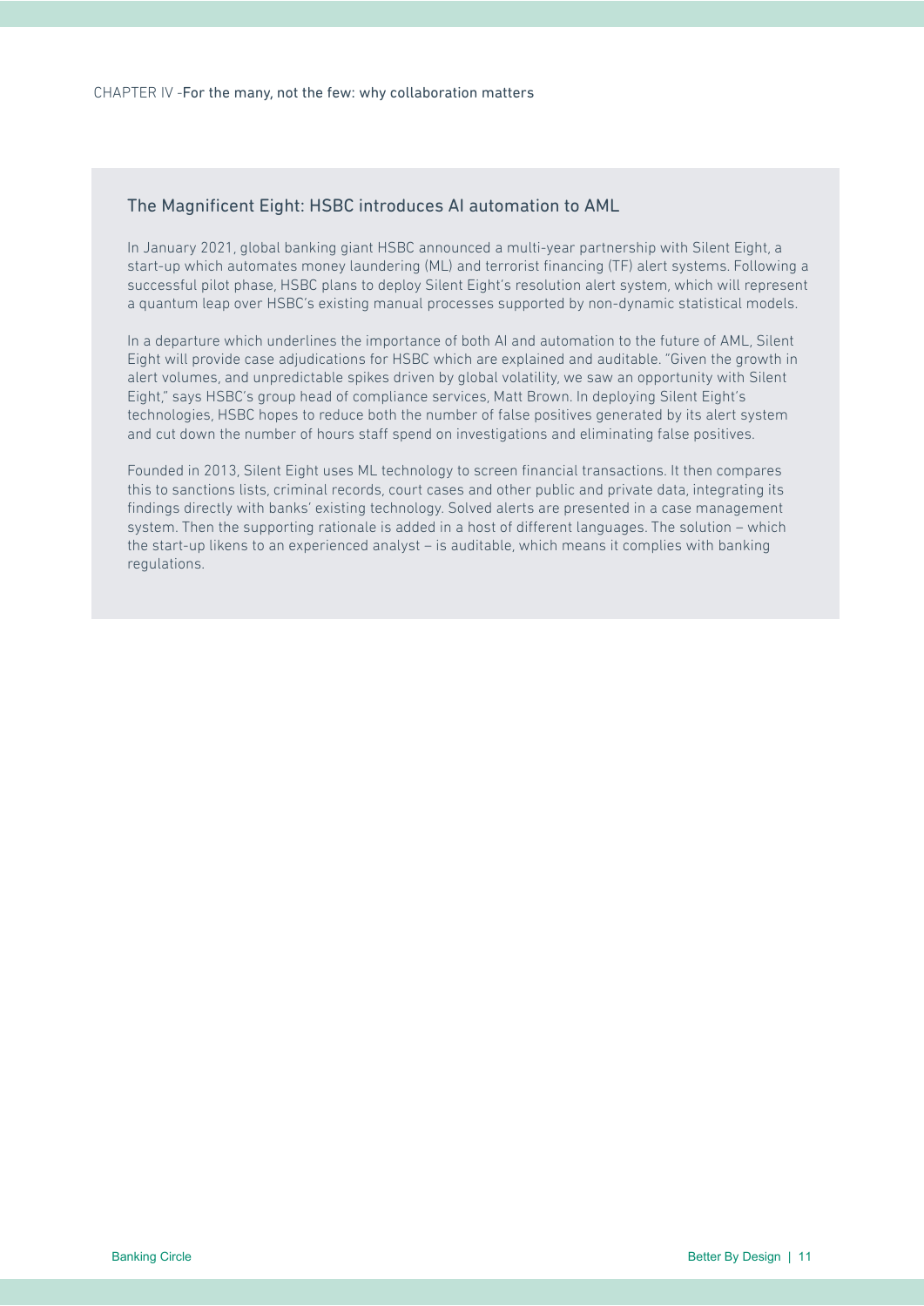## The Magnificent Eight: HSBC introduces AI automation to AML

In January 2021, global banking giant HSBC announced a multi-year partnership with Silent Eight, a start-up which automates money laundering (ML) and terrorist financing (TF) alert systems. Following a successful pilot phase, HSBC plans to deploy Silent Eight's resolution alert system, which will represent a quantum leap over HSBC's existing manual processes supported by non-dynamic statistical models.

In a departure which underlines the importance of both AI and automation to the future of AML, Silent Eight will provide case adjudications for HSBC which are explained and auditable. "Given the growth in alert volumes, and unpredictable spikes driven by global volatility, we saw an opportunity with Silent Eight," says HSBC's group head of compliance services, Matt Brown. In deploying Silent Eight's technologies, HSBC hopes to reduce both the number of false positives generated by its alert system and cut down the number of hours staff spend on investigations and eliminating false positives.

Founded in 2013, Silent Eight uses ML technology to screen financial transactions. It then compares this to sanctions lists, criminal records, court cases and other public and private data, integrating its findings directly with banks' existing technology. Solved alerts are presented in a case management system. Then the supporting rationale is added in a host of different languages. The solution – which the start-up likens to an experienced analyst – is auditable, which means it complies with banking regulations.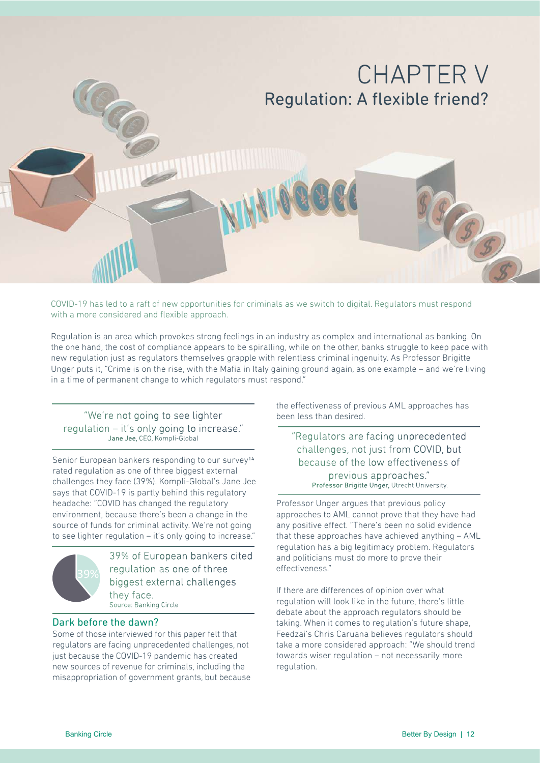# CHAPTER V

## Regulation: A flexible friend?

COVID-19 has led to a raft of new opportunities for criminals as we switch to digital. Regulators must respond with a more considered and flexible approach.

Regulation is an area which provokes strong feelings in an industry as complex and international as banking. On the one hand, the cost of compliance appears to be spiralling, while on the other, banks struggle to keep pace with new regulation just as regulators themselves grapple with relentless criminal ingenuity. As Professor Brigitte Unger puts it, "Crime is on the rise, with the Mafia in Italy gaining ground again, as one example – and we're living in a time of permanent change to which regulators must respond."

> "We're not going to see lighter regulation – it's only going to increase."
> **Jane Jee,** CEO, Kompli-Global

Senior European bankers responding to our survey[14] rated regulation as one of three biggest external challenges they face (39%). Kompli-Global's Jane Jee says that COVID-19 is partly behind this regulatory headache: "COVID has changed the regulatory environment, because there's been a change in the source of funds for criminal activity. We're not going to see lighter regulation – it's only going to increase."

39%

39% of European bankers cited regulation as one of three biggest external challenges they face.
Source: Banking Circle

### Dark before the dawn?

Some of those interviewed for this paper felt that regulators are facing unprecedented challenges, not just because the COVID-19 pandemic has created new sources of revenue for criminals, including the misappropriation of government grants, but because the effectiveness of previous AML approaches has been less than desired.

> "Regulators are facing unprecedented challenges, not just from COVID, but because of the low effectiveness of previous approaches."
> **Professor Brigitte Unger,** Utrecht University.

Professor Unger argues that previous policy approaches to AML cannot prove that they have had any positive effect. "There's been no solid evidence that these approaches have achieved anything – AML regulation has a big legitimacy problem. Regulators and politicians must do more to prove their effectiveness."

If there are differences of opinion over what regulation will look like in the future, there's little debate about the approach regulators should be taking. When it comes to regulation's future shape, Feedzai's Chris Caruana believes regulators should take a more considered approach: "We should trend towards wiser regulation – not necessarily more regulation.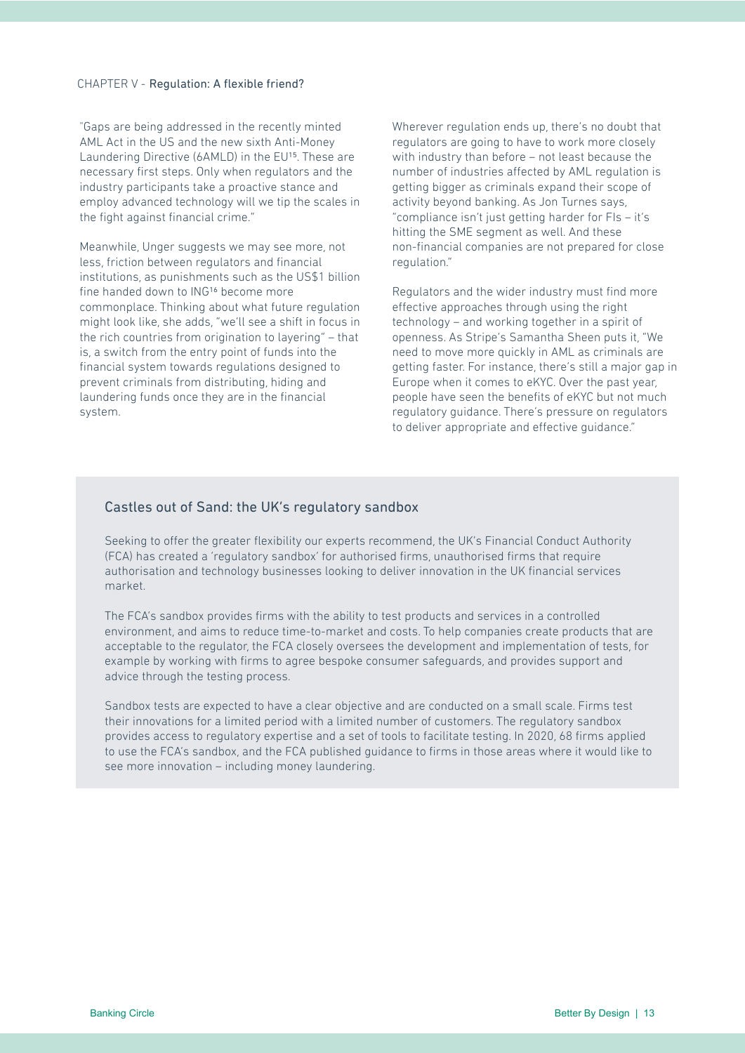"Gaps are being addressed in the recently minted AML Act in the US and the new sixth Anti-Money Laundering Directive (6AMLD) in the EU[15]. These are necessary first steps. Only when regulators and the industry participants take a proactive stance and employ advanced technology will we tip the scales in the fight against financial crime."

Meanwhile, Unger suggests we may see more, not less, friction between regulators and financial institutions, as punishments such as the US$1 billion fine handed down to ING[16] become more commonplace. Thinking about what future regulation might look like, she adds, "we'll see a shift in focus in the rich countries from origination to layering" – that is, a switch from the entry point of funds into the financial system towards regulations designed to prevent criminals from distributing, hiding and laundering funds once they are in the financial system.

Wherever regulation ends up, there's no doubt that regulators are going to have to work more closely with industry than before – not least because the number of industries affected by AML regulation is getting bigger as criminals expand their scope of activity beyond banking. As Jon Turnes says, "compliance isn't just getting harder for FIs – it's hitting the SME segment as well. And these non-financial companies are not prepared for close regulation."

Regulators and the wider industry must find more effective approaches through using the right technology – and working together in a spirit of openness. As Stripe's Samantha Sheen puts it, "We need to move more quickly in AML as criminals are getting faster. For instance, there's still a major gap in Europe when it comes to eKYC. Over the past year, people have seen the benefits of eKYC but not much regulatory guidance. There's pressure on regulators to deliver appropriate and effective guidance."

## Castles out of Sand: the UK's regulatory sandbox

Seeking to offer the greater flexibility our experts recommend, the UK's Financial Conduct Authority (FCA) has created a 'regulatory sandbox' for authorised firms, unauthorised firms that require authorisation and technology businesses looking to deliver innovation in the UK financial services market.

The FCA's sandbox provides firms with the ability to test products and services in a controlled environment, and aims to reduce time-to-market and costs. To help companies create products that are acceptable to the regulator, the FCA closely oversees the development and implementation of tests, for example by working with firms to agree bespoke consumer safeguards, and provides support and advice through the testing process.

Sandbox tests are expected to have a clear objective and are conducted on a small scale. Firms test their innovations for a limited period with a limited number of customers. The regulatory sandbox provides access to regulatory expertise and a set of tools to facilitate testing. In 2020, 68 firms applied to use the FCA's sandbox, and the FCA published guidance to firms in those areas where it would like to see more innovation – including money laundering.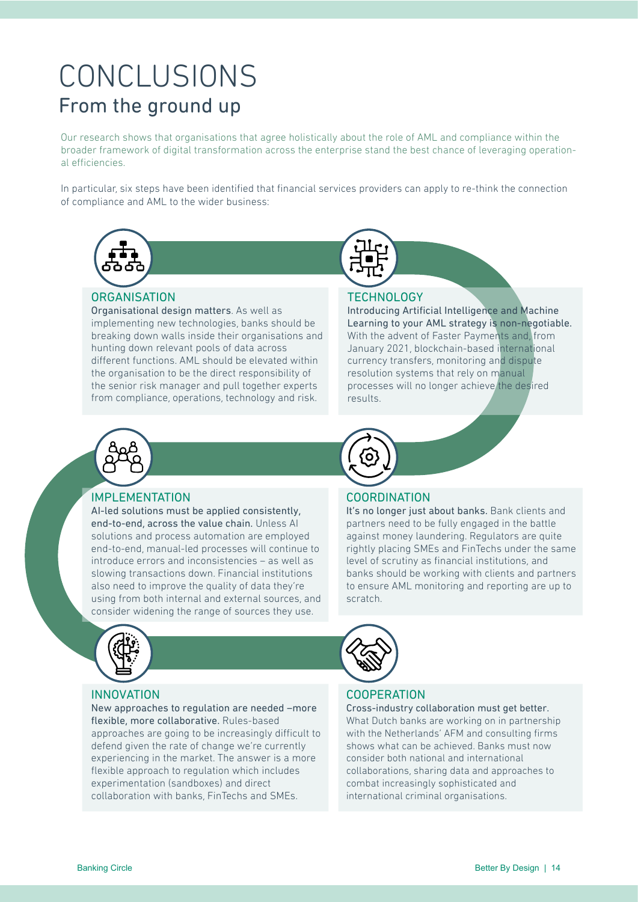# CONCLUSIONS

## From the ground up

Our research shows that organisations that agree holistically about the role of AML and compliance within the broader framework of digital transformation across the enterprise stand the best chance of leveraging operational efficiencies.

In particular, six steps have been identified that financial services providers can apply to re-think the connection of compliance and AML to the wider business:

### ORGANISATION

Organisational design matters. As well as implementing new technologies, banks should be breaking down walls inside their organisations and hunting down relevant pools of data across different functions. AML should be elevated within the organisation to be the direct responsibility of the senior risk manager and pull together experts from compliance, operations, technology and risk.

### TECHNOLOGY

Introducing Artificial Intelligence and Machine Learning to your AML strategy is non-negotiable. With the advent of Faster Payments and, from January 2021, blockchain-based international currency transfers, monitoring and dispute resolution systems that rely on manual processes will no longer achieve the desired results.

### IMPLEMENTATION

AI-led solutions must be applied consistently, end-to-end, across the value chain. Unless AI solutions and process automation are employed end-to-end, manual-led processes will continue to introduce errors and inconsistencies – as well as slowing transactions down. Financial institutions also need to improve the quality of data they're using from both internal and external sources, and consider widening the range of sources they use.

### COORDINATION

It's no longer just about banks. Bank clients and partners need to be fully engaged in the battle against money laundering. Regulators are quite rightly placing SMEs and FinTechs under the same level of scrutiny as financial institutions, and banks should be working with clients and partners to ensure AML monitoring and reporting are up to scratch.

### INNOVATION

New approaches to regulation are needed –more flexible, more collaborative. Rules-based approaches are going to be increasingly difficult to defend given the rate of change we're currently experiencing in the market. The answer is a more flexible approach to regulation which includes experimentation (sandboxes) and direct collaboration with banks, FinTechs and SMEs.

### COOPERATION

Cross-industry collaboration must get better. What Dutch banks are working on in partnership with the Netherlands' AFM and consulting firms shows what can be achieved. Banks must now consider both national and international collaborations, sharing data and approaches to combat increasingly sophisticated and international criminal organisations.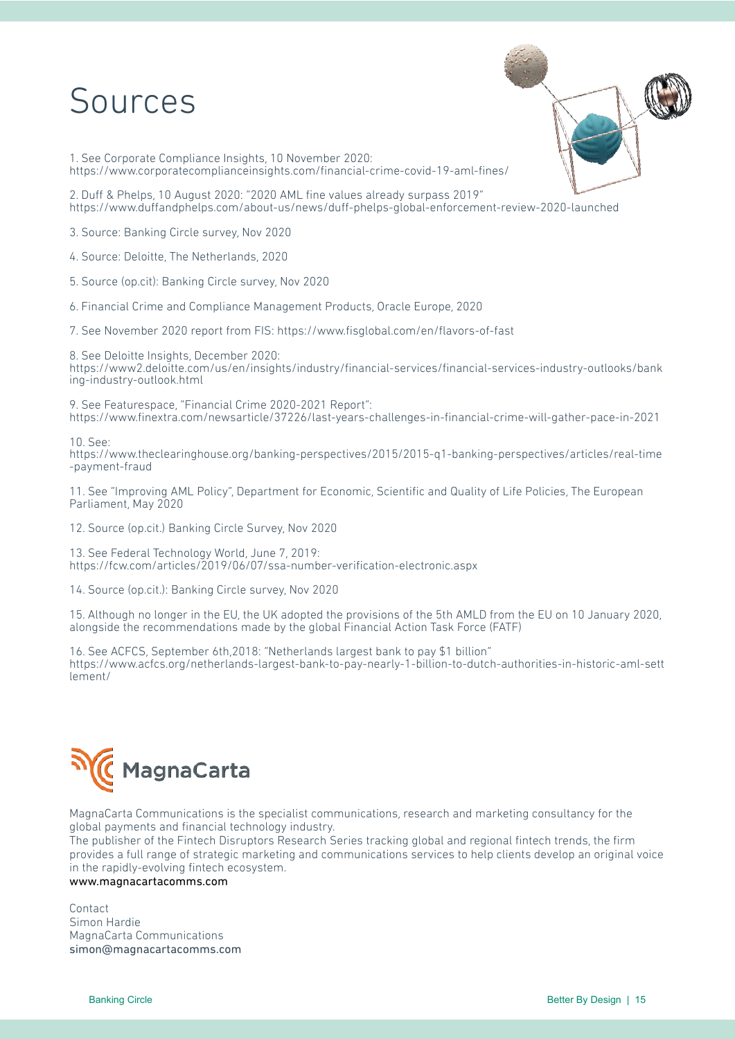# Sources

1. See Corporate Compliance Insights, 10 November 2020:
https://www.corporatecomplianceinsights.com/financial-crime-covid-19-aml-fines/

2. Duff & Phelps, 10 August 2020: "2020 AML fine values already surpass 2019"
https://www.duffandphelps.com/about-us/news/duff-phelps-global-enforcement-review-2020-launched

3. Source: Banking Circle survey, Nov 2020

4. Source: Deloitte, The Netherlands, 2020

5. Source (op.cit): Banking Circle survey, Nov 2020

6. Financial Crime and Compliance Management Products, Oracle Europe, 2020

7. See November 2020 report from FIS: https://www.fisglobal.com/en/flavors-of-fast

8. See Deloitte Insights, December 2020:
https://www2.deloitte.com/us/en/insights/industry/financial-services/financial-services-industry-outlooks/banking-industry-outlook.html

9. See Featurespace, "Financial Crime 2020-2021 Report":
https://www.finextra.com/newsarticle/37226/last-years-challenges-in-financial-crime-will-gather-pace-in-2021

10. See:
https://www.theclearinghouse.org/banking-perspectives/2015/2015-q1-banking-perspectives/articles/real-time-payment-fraud

11. See "Improving AML Policy", Department for Economic, Scientific and Quality of Life Policies, The European Parliament, May 2020

12. Source (op.cit.) Banking Circle Survey, Nov 2020

13. See Federal Technology World, June 7, 2019:
https://fcw.com/articles/2019/06/07/ssa-number-verification-electronic.aspx

14. Source (op.cit.): Banking Circle survey, Nov 2020

15. Although no longer in the EU, the UK adopted the provisions of the 5th AMLD from the EU on 10 January 2020, alongside the recommendations made by the global Financial Action Task Force (FATF)

16. See ACFCS, September 6th,2018: "Netherlands largest bank to pay $1 billion"
https://www.acfcs.org/netherlands-largest-bank-to-pay-nearly-1-billion-to-dutch-authorities-in-historic-aml-settlement/

MagnaCarta

MagnaCarta Communications is the specialist communications, research and marketing consultancy for the global payments and financial technology industry.
The publisher of the Fintech Disruptors Research Series tracking global and regional fintech trends, the firm provides a full range of strategic marketing and communications services to help clients develop an original voice in the rapidly-evolving fintech ecosystem.
www.magnacartacomms.com

Contact
Simon Hardie
MagnaCarta Communications
simon@magnacartacomms.com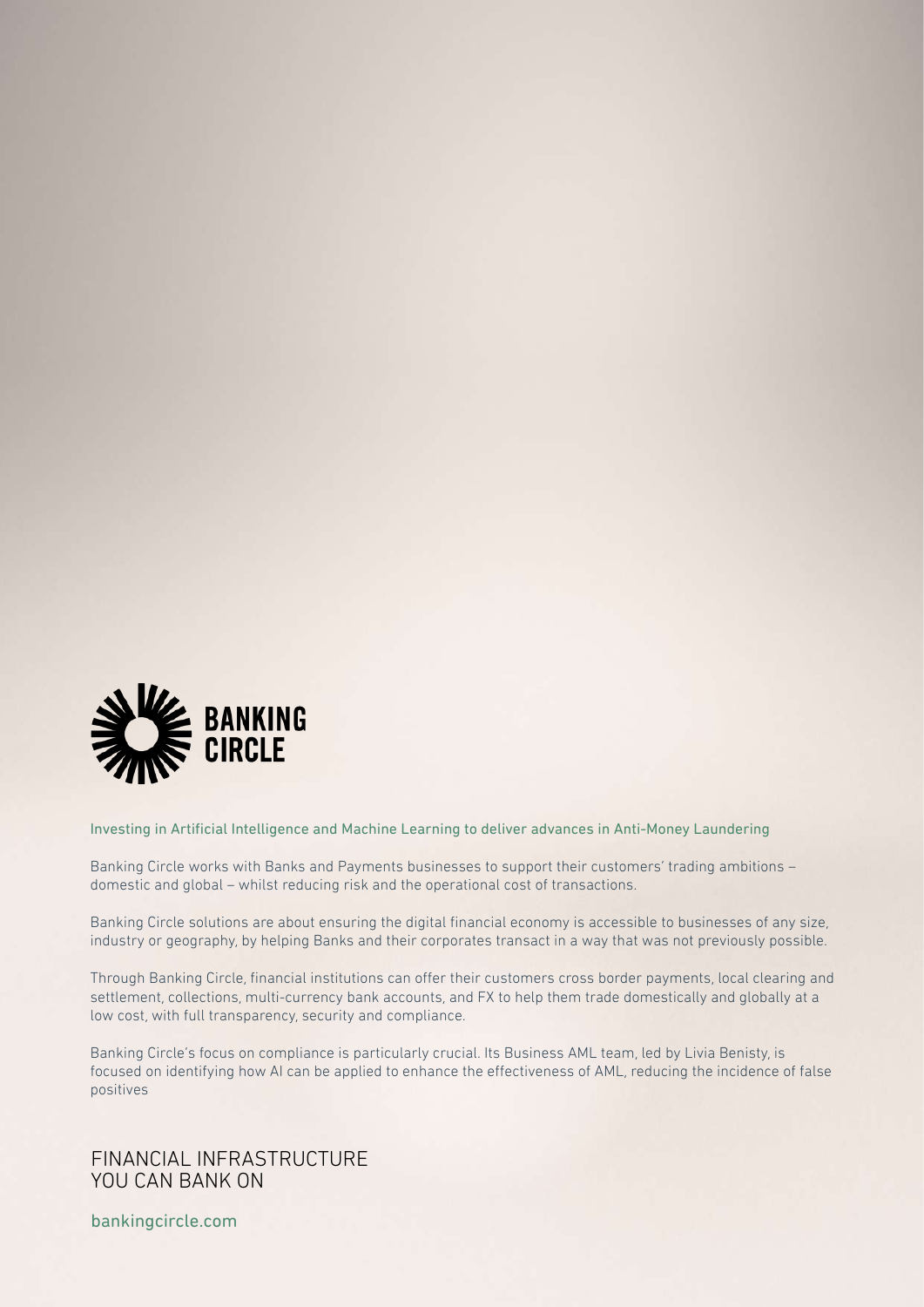BANKING CIRCLE

Investing in Artificial Intelligence and Machine Learning to deliver advances in Anti-Money Laundering

Banking Circle works with Banks and Payments businesses to support their customers' trading ambitions – domestic and global – whilst reducing risk and the operational cost of transactions.

Banking Circle solutions are about ensuring the digital financial economy is accessible to businesses of any size, industry or geography, by helping Banks and their corporates transact in a way that was not previously possible.

Through Banking Circle, financial institutions can offer their customers cross border payments, local clearing and settlement, collections, multi-currency bank accounts, and FX to help them trade domestically and globally at a low cost, with full transparency, security and compliance.

Banking Circle's focus on compliance is particularly crucial. Its Business AML team, led by Livia Benisty, is focused on identifying how AI can be applied to enhance the effectiveness of AML, reducing the incidence of false positives

FINANCIAL INFRASTRUCTURE
YOU CAN BANK ON

bankingcircle.com